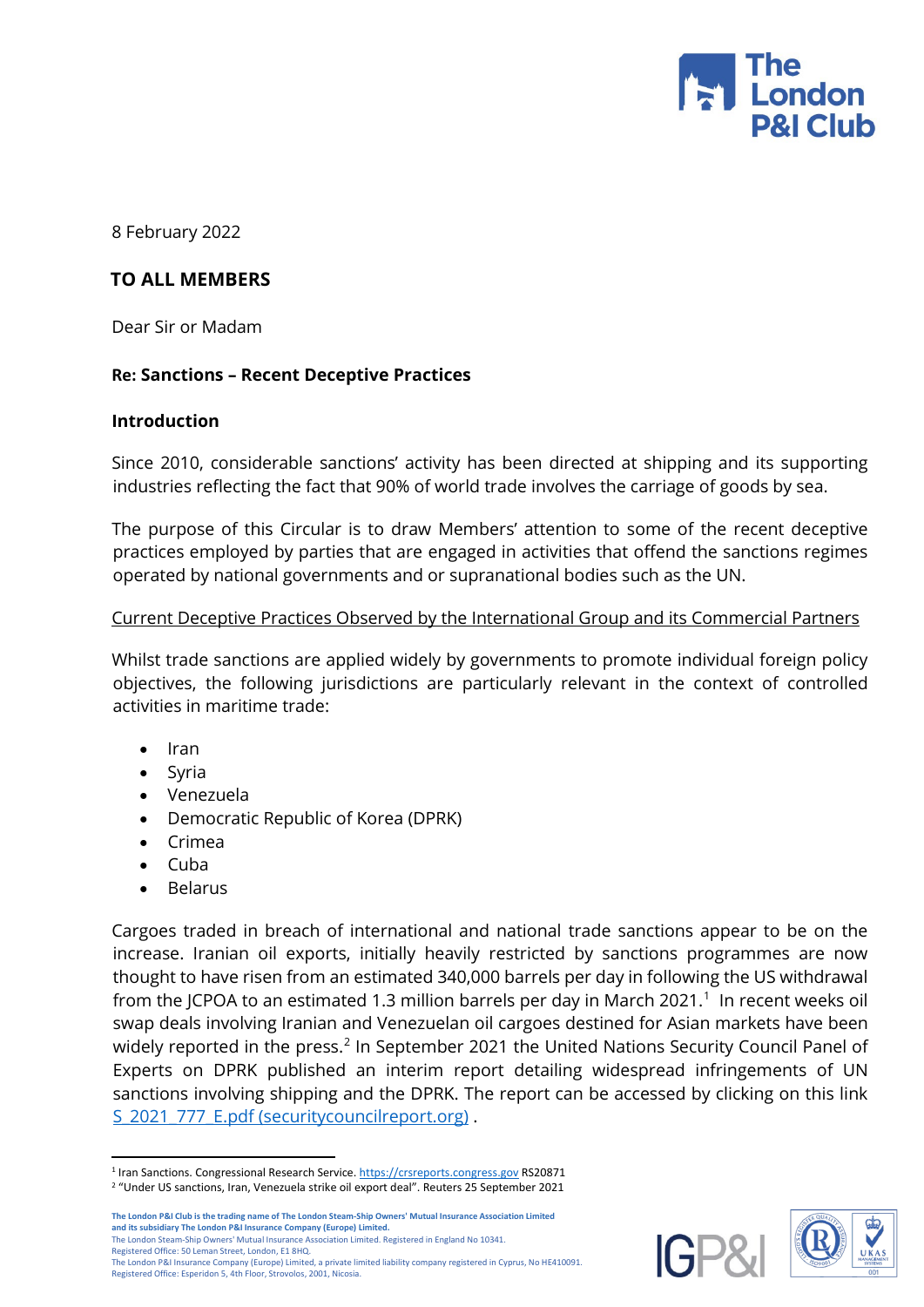8 February 2022

**TO ALL MEMBERS**

Dear Sir or Madam

**Re: Sanctions – Recent Deceptive Practices**

**Introduction**

Since 2010, considerable sanctions' activity has been directed at shipping and its supporting industries reflecting the fact that 90% of world trade involves the carriage of goods by sea.

The purpose of this Circular is to draw Members' attention to some of the recent deceptive practices employed by parties that are engaged in activities that offend the sanctions regimes operated by national governments and or supranational bodies such as the UN.

Current Deceptive Practices Observed by the International Group and its Commercial Partners

Whilst trade sanctions are applied widely by governments to promote individual foreign policy objectives, the following jurisdictions are particularly relevant in the context of controlled activities in maritime trade:

- Iran
- Syria
- Venezuela
- Democratic Republic of Korea (DPRK)
- Crimea
- Cuba
- Belarus

Cargoes traded in breach of international and national trade sanctions appear to be on the increase. Iranian oil exports, initially heavily restricted by sanctions programmes are now thought to have risen from an estimated 340,000 barrels per day in following the US withdrawal from the JCPOA to an estimated 1.3 million barrels per day in March 2021.[1] In recent weeks oil swap deals involving Iranian and Venezuelan oil cargoes destined for Asian markets have been widely reported in the press.[2] In September 2021 the United Nations Security Council Panel of Experts on DPRK published an interim report detailing widespread infringements of UN sanctions involving shipping and the DPRK. The report can be accessed by clicking on this link S_2021_777_E.pdf (securitycouncilreport.org) .

[1] Iran Sanctions. Congressional Research Service. https://crsreports.congress.gov RS20871

[2] "Under US sanctions, Iran, Venezuela strike oil export deal". Reuters 25 September 2021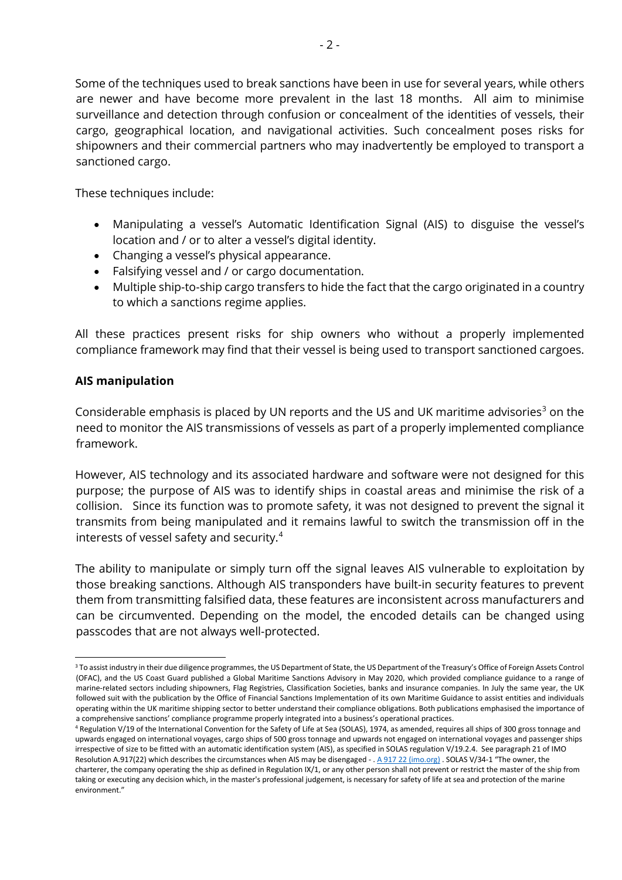Some of the techniques used to break sanctions have been in use for several years, while others are newer and have become more prevalent in the last 18 months. All aim to minimise surveillance and detection through confusion or concealment of the identities of vessels, their cargo, geographical location, and navigational activities. Such concealment poses risks for shipowners and their commercial partners who may inadvertently be employed to transport a sanctioned cargo.

These techniques include:

- Manipulating a vessel's Automatic Identification Signal (AIS) to disguise the vessel's location and / or to alter a vessel's digital identity.
- Changing a vessel's physical appearance.
- Falsifying vessel and / or cargo documentation.
- Multiple ship-to-ship cargo transfers to hide the fact that the cargo originated in a country to which a sanctions regime applies.

All these practices present risks for ship owners who without a properly implemented compliance framework may find that their vessel is being used to transport sanctioned cargoes.

**AIS manipulation**

Considerable emphasis is placed by UN reports and the US and UK maritime advisories[3] on the need to monitor the AIS transmissions of vessels as part of a properly implemented compliance framework.

However, AIS technology and its associated hardware and software were not designed for this purpose; the purpose of AIS was to identify ships in coastal areas and minimise the risk of a collision. Since its function was to promote safety, it was not designed to prevent the signal it transmits from being manipulated and it remains lawful to switch the transmission off in the interests of vessel safety and security.[4]

The ability to manipulate or simply turn off the signal leaves AIS vulnerable to exploitation by those breaking sanctions. Although AIS transponders have built-in security features to prevent them from transmitting falsified data, these features are inconsistent across manufacturers and can be circumvented. Depending on the model, the encoded details can be changed using passcodes that are not always well-protected.

---

[3] To assist industry in their due diligence programmes, the US Department of State, the US Department of the Treasury's Office of Foreign Assets Control (OFAC), and the US Coast Guard published a Global Maritime Sanctions Advisory in May 2020, which provided compliance guidance to a range of marine-related sectors including shipowners, Flag Registries, Classification Societies, banks and insurance companies. In July the same year, the UK followed suit with the publication by the Office of Financial Sanctions Implementation of its own Maritime Guidance to assist entities and individuals operating within the UK maritime shipping sector to better understand their compliance obligations. Both publications emphasised the importance of a comprehensive sanctions' compliance programme properly integrated into a business's operational practices.

[4] Regulation V/19 of the International Convention for the Safety of Life at Sea (SOLAS), 1974, as amended, requires all ships of 300 gross tonnage and upwards engaged on international voyages, cargo ships of 500 gross tonnage and upwards not engaged on international voyages and passenger ships irrespective of size to be fitted with an automatic identification system (AIS), as specified in SOLAS regulation V/19.2.4. See paragraph 21 of IMO Resolution A.917(22) which describes the circumstances when AIS may be disengaged - . [A 917 22 (imo.org)](imo.org) . SOLAS V/34-1 "The owner, the charterer, the company operating the ship as defined in Regulation IX/1, or any other person shall not prevent or restrict the master of the ship from taking or executing any decision which, in the master's professional judgement, is necessary for safety of life at sea and protection of the marine environment."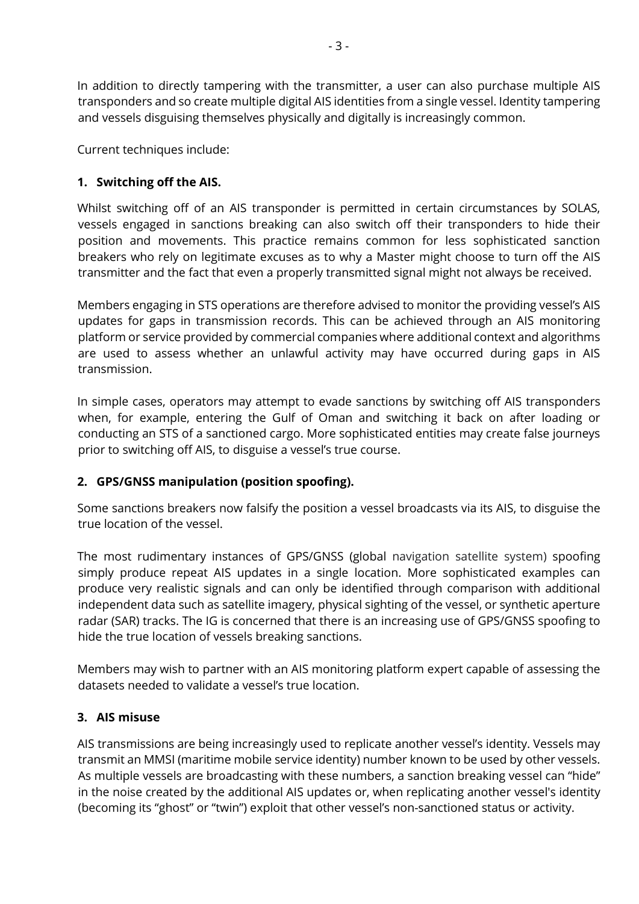In addition to directly tampering with the transmitter, a user can also purchase multiple AIS transponders and so create multiple digital AIS identities from a single vessel. Identity tampering and vessels disguising themselves physically and digitally is increasingly common.

Current techniques include:

**1. Switching off the AIS.**

Whilst switching off of an AIS transponder is permitted in certain circumstances by SOLAS, vessels engaged in sanctions breaking can also switch off their transponders to hide their position and movements. This practice remains common for less sophisticated sanction breakers who rely on legitimate excuses as to why a Master might choose to turn off the AIS transmitter and the fact that even a properly transmitted signal might not always be received.

Members engaging in STS operations are therefore advised to monitor the providing vessel's AIS updates for gaps in transmission records. This can be achieved through an AIS monitoring platform or service provided by commercial companies where additional context and algorithms are used to assess whether an unlawful activity may have occurred during gaps in AIS transmission.

In simple cases, operators may attempt to evade sanctions by switching off AIS transponders when, for example, entering the Gulf of Oman and switching it back on after loading or conducting an STS of a sanctioned cargo. More sophisticated entities may create false journeys prior to switching off AIS, to disguise a vessel's true course.

**2. GPS/GNSS manipulation (position spoofing).**

Some sanctions breakers now falsify the position a vessel broadcasts via its AIS, to disguise the true location of the vessel.

The most rudimentary instances of GPS/GNSS (global navigation satellite system) spoofing simply produce repeat AIS updates in a single location. More sophisticated examples can produce very realistic signals and can only be identified through comparison with additional independent data such as satellite imagery, physical sighting of the vessel, or synthetic aperture radar (SAR) tracks. The IG is concerned that there is an increasing use of GPS/GNSS spoofing to hide the true location of vessels breaking sanctions.

Members may wish to partner with an AIS monitoring platform expert capable of assessing the datasets needed to validate a vessel's true location.

**3. AIS misuse**

AIS transmissions are being increasingly used to replicate another vessel's identity. Vessels may transmit an MMSI (maritime mobile service identity) number known to be used by other vessels. As multiple vessels are broadcasting with these numbers, a sanction breaking vessel can "hide" in the noise created by the additional AIS updates or, when replicating another vessel's identity (becoming its "ghost" or "twin") exploit that other vessel's non-sanctioned status or activity.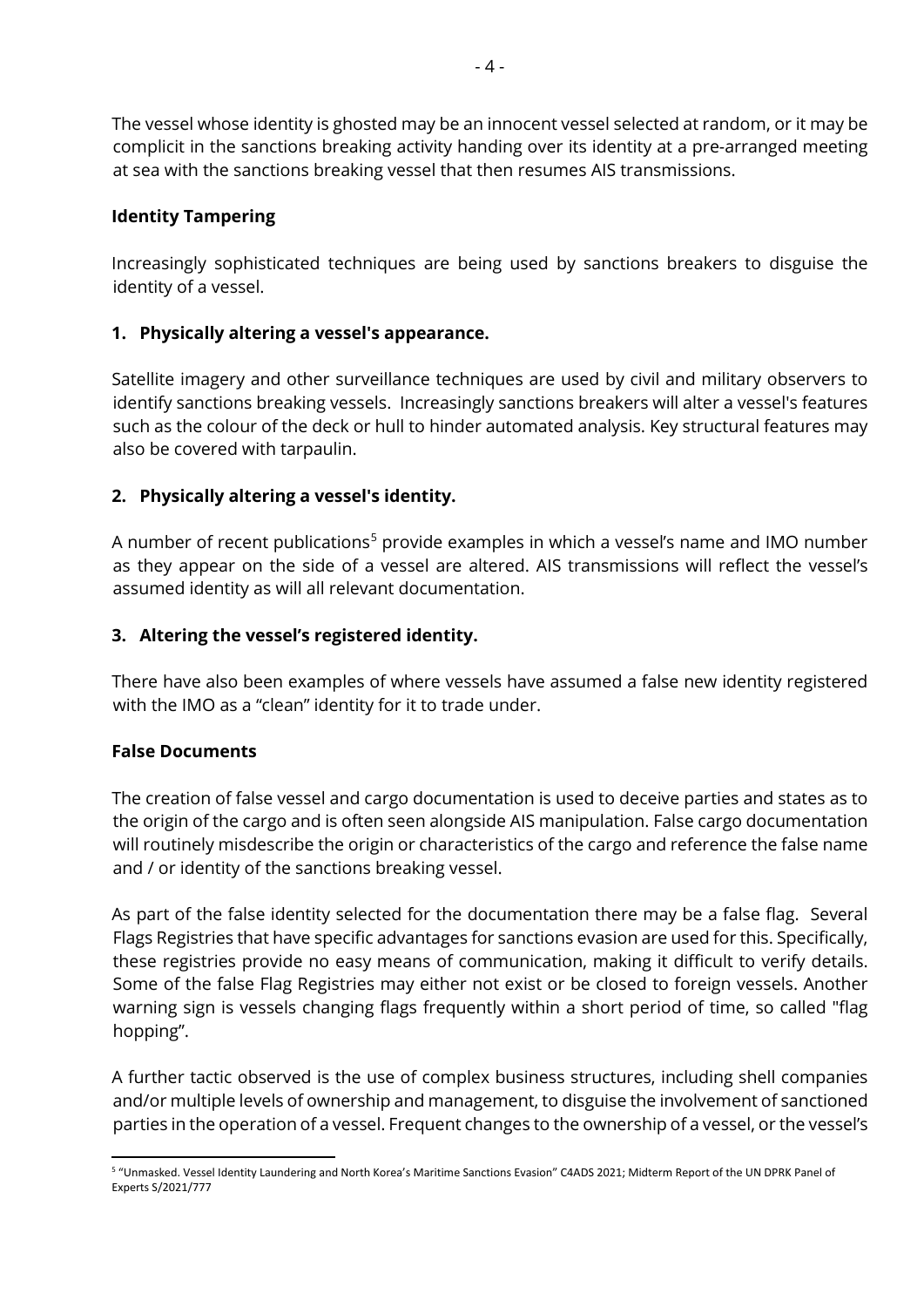The vessel whose identity is ghosted may be an innocent vessel selected at random, or it may be complicit in the sanctions breaking activity handing over its identity at a pre-arranged meeting at sea with the sanctions breaking vessel that then resumes AIS transmissions.

**Identity Tampering**

Increasingly sophisticated techniques are being used by sanctions breakers to disguise the identity of a vessel.

1. **Physically altering a vessel's appearance.**

Satellite imagery and other surveillance techniques are used by civil and military observers to identify sanctions breaking vessels. Increasingly sanctions breakers will alter a vessel's features such as the colour of the deck or hull to hinder automated analysis. Key structural features may also be covered with tarpaulin.

2. **Physically altering a vessel's identity.**

A number of recent publications[5] provide examples in which a vessel's name and IMO number as they appear on the side of a vessel are altered. AIS transmissions will reflect the vessel's assumed identity as will all relevant documentation.

3. **Altering the vessel's registered identity.**

There have also been examples of where vessels have assumed a false new identity registered with the IMO as a "clean" identity for it to trade under.

**False Documents**

The creation of false vessel and cargo documentation is used to deceive parties and states as to the origin of the cargo and is often seen alongside AIS manipulation. False cargo documentation will routinely misdescribe the origin or characteristics of the cargo and reference the false name and / or identity of the sanctions breaking vessel.

As part of the false identity selected for the documentation there may be a false flag. Several Flags Registries that have specific advantages for sanctions evasion are used for this. Specifically, these registries provide no easy means of communication, making it difficult to verify details. Some of the false Flag Registries may either not exist or be closed to foreign vessels. Another warning sign is vessels changing flags frequently within a short period of time, so called "flag hopping".

A further tactic observed is the use of complex business structures, including shell companies and/or multiple levels of ownership and management, to disguise the involvement of sanctioned parties in the operation of a vessel. Frequent changes to the ownership of a vessel, or the vessel's

[5] "Unmasked. Vessel Identity Laundering and North Korea's Maritime Sanctions Evasion" C4ADS 2021; Midterm Report of the UN DPRK Panel of Experts S/2021/777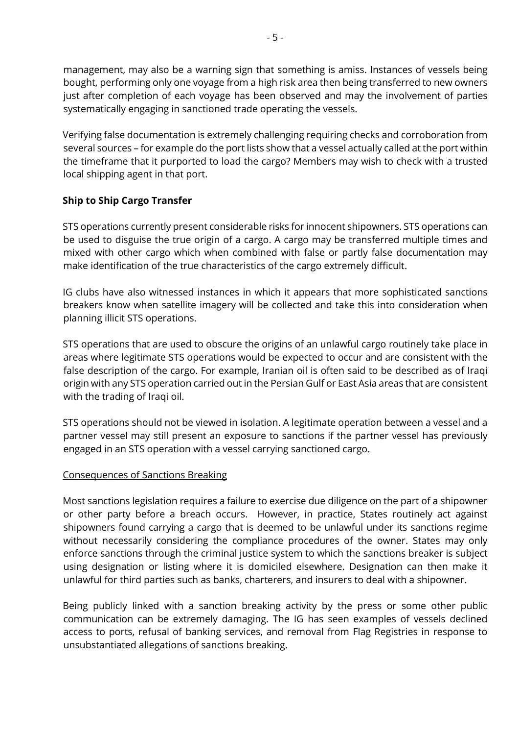management, may also be a warning sign that something is amiss. Instances of vessels being bought, performing only one voyage from a high risk area then being transferred to new owners just after completion of each voyage has been observed and may the involvement of parties systematically engaging in sanctioned trade operating the vessels.

Verifying false documentation is extremely challenging requiring checks and corroboration from several sources – for example do the port lists show that a vessel actually called at the port within the timeframe that it purported to load the cargo? Members may wish to check with a trusted local shipping agent in that port.

**Ship to Ship Cargo Transfer**

STS operations currently present considerable risks for innocent shipowners. STS operations can be used to disguise the true origin of a cargo. A cargo may be transferred multiple times and mixed with other cargo which when combined with false or partly false documentation may make identification of the true characteristics of the cargo extremely difficult.

IG clubs have also witnessed instances in which it appears that more sophisticated sanctions breakers know when satellite imagery will be collected and take this into consideration when planning illicit STS operations.

STS operations that are used to obscure the origins of an unlawful cargo routinely take place in areas where legitimate STS operations would be expected to occur and are consistent with the false description of the cargo. For example, Iranian oil is often said to be described as of Iraqi origin with any STS operation carried out in the Persian Gulf or East Asia areas that are consistent with the trading of Iraqi oil.

STS operations should not be viewed in isolation. A legitimate operation between a vessel and a partner vessel may still present an exposure to sanctions if the partner vessel has previously engaged in an STS operation with a vessel carrying sanctioned cargo.

<u>Consequences of Sanctions Breaking</u>

Most sanctions legislation requires a failure to exercise due diligence on the part of a shipowner or other party before a breach occurs. However, in practice, States routinely act against shipowners found carrying a cargo that is deemed to be unlawful under its sanctions regime without necessarily considering the compliance procedures of the owner. States may only enforce sanctions through the criminal justice system to which the sanctions breaker is subject using designation or listing where it is domiciled elsewhere. Designation can then make it unlawful for third parties such as banks, charterers, and insurers to deal with a shipowner.

Being publicly linked with a sanction breaking activity by the press or some other public communication can be extremely damaging. The IG has seen examples of vessels declined access to ports, refusal of banking services, and removal from Flag Registries in response to unsubstantiated allegations of sanctions breaking.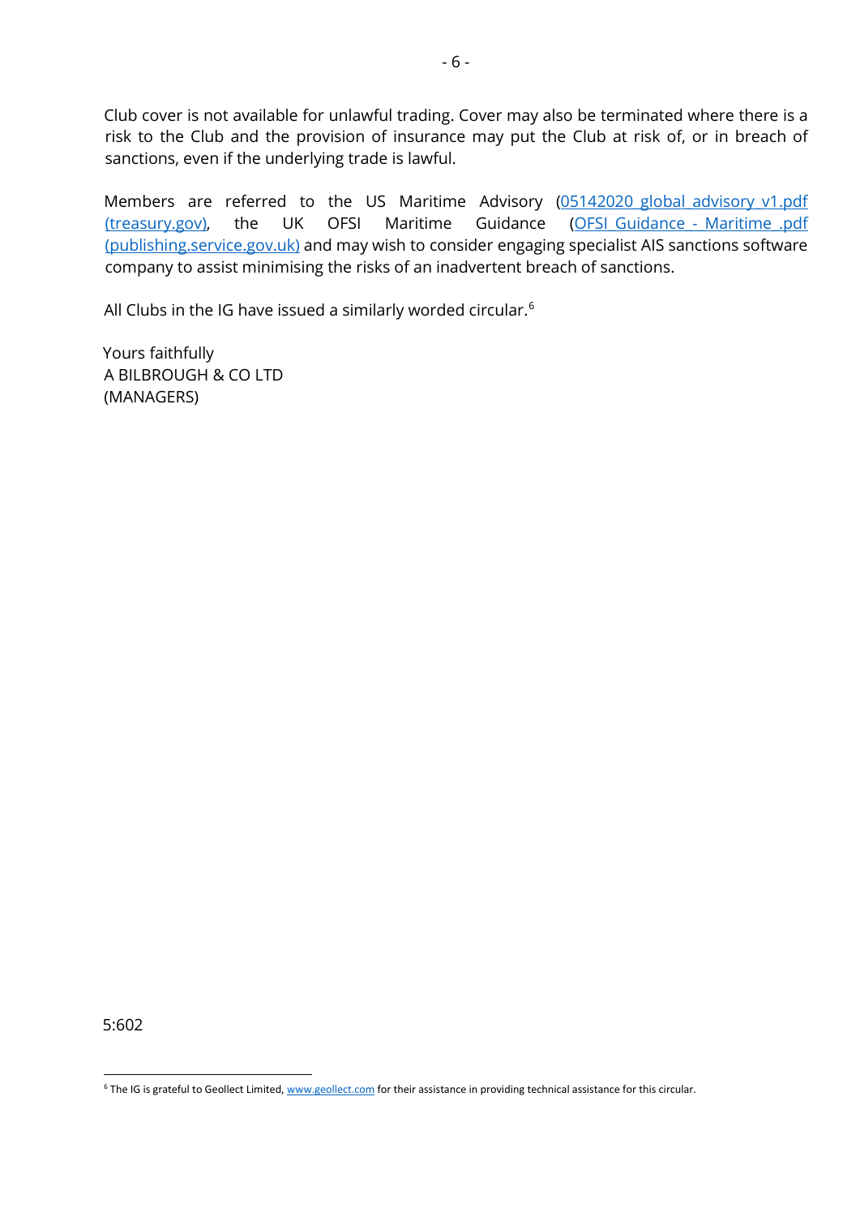Club cover is not available for unlawful trading. Cover may also be terminated where there is a risk to the Club and the provision of insurance may put the Club at risk of, or in breach of sanctions, even if the underlying trade is lawful.

Members are referred to the US Maritime Advisory (05142020 global advisory v1.pdf (treasury.gov)), the UK OFSI Maritime Guidance (OFSI Guidance - Maritime .pdf (publishing.service.gov.uk)) and may wish to consider engaging specialist AIS sanctions software company to assist minimising the risks of an inadvertent breach of sanctions.

All Clubs in the IG have issued a similarly worded circular.[6]

Yours faithfully  
A BILBROUGH & CO LTD  
(MANAGERS)

5:602

---

[6] The IG is grateful to Geollect Limited, www.geollect.com for their assistance in providing technical assistance for this circular.